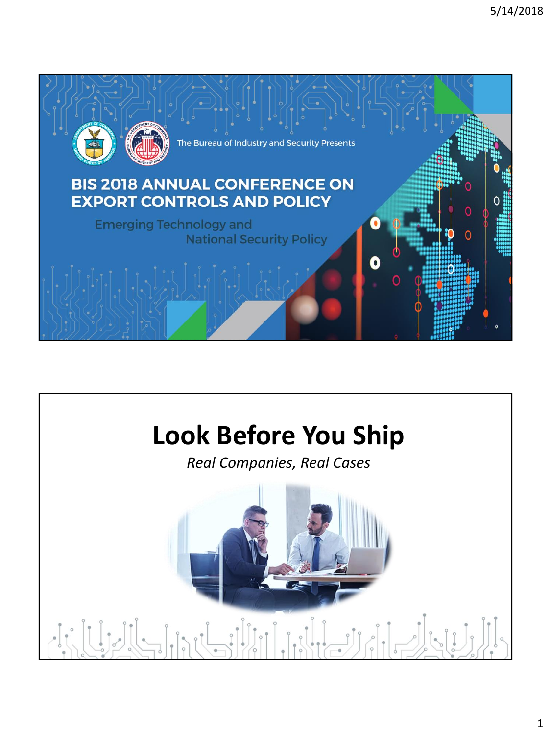The Bureau of Industry and Security Presents

# BIS 2018 ANNUAL CONFERENCE ON EXPORT CONTROLS AND POLICY

Emerging Technology and National Security Policy

# Look Before You Ship

*Real Companies, Real Cases*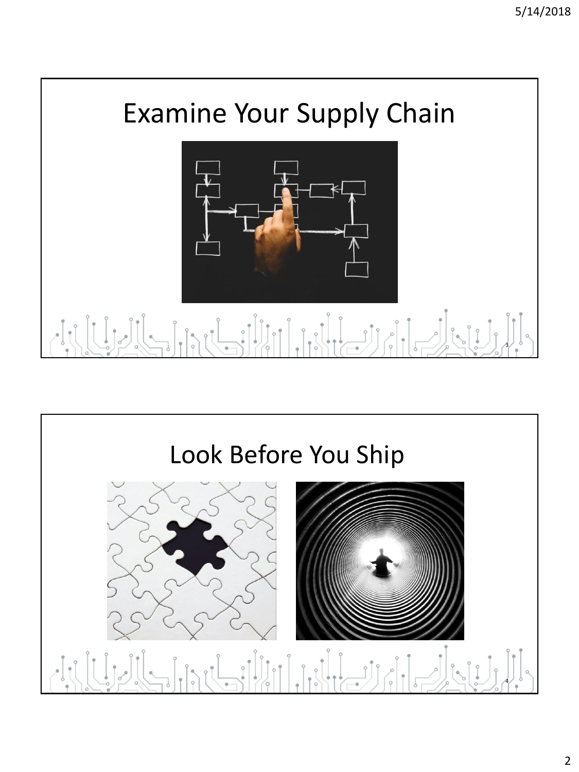# Examine Your Supply Chain

# Look Before You Ship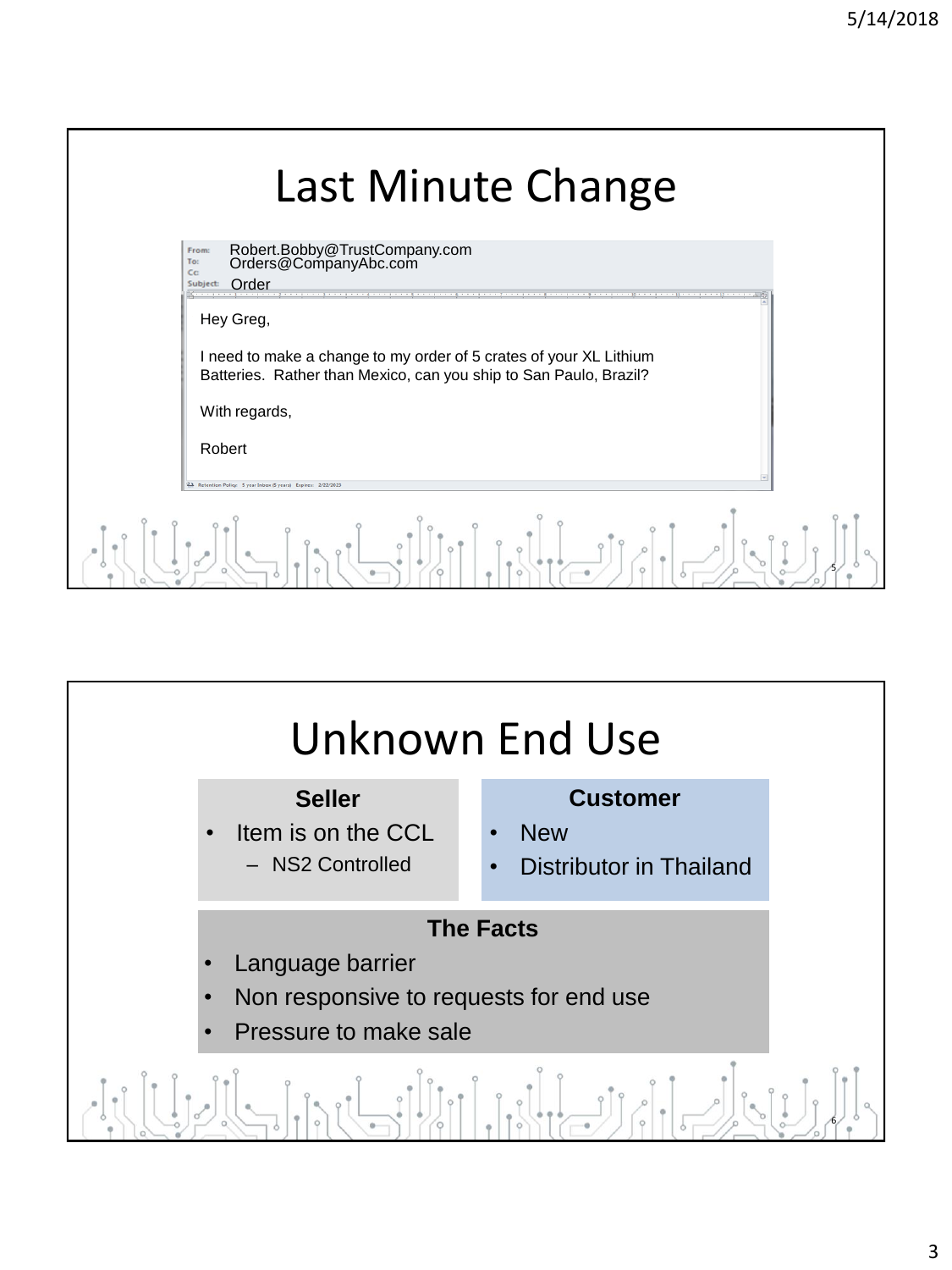# Last Minute Change

**From:** Robert.Bobby@TrustCompany.com
**To:** Orders@CompanyAbc.com
**Cc:**
**Subject:** Order

Hey Greg,

I need to make a change to my order of 5 crates of your XL Lithium Batteries. Rather than Mexico, can you ship to San Paulo, Brazil?

With regards,

Robert

# Unknown End Use

**Seller**

- Item is on the CCL
  - NS2 Controlled

**Customer**

- New
- Distributor in Thailand

**The Facts**

- Language barrier
- Non responsive to requests for end use
- Pressure to make sale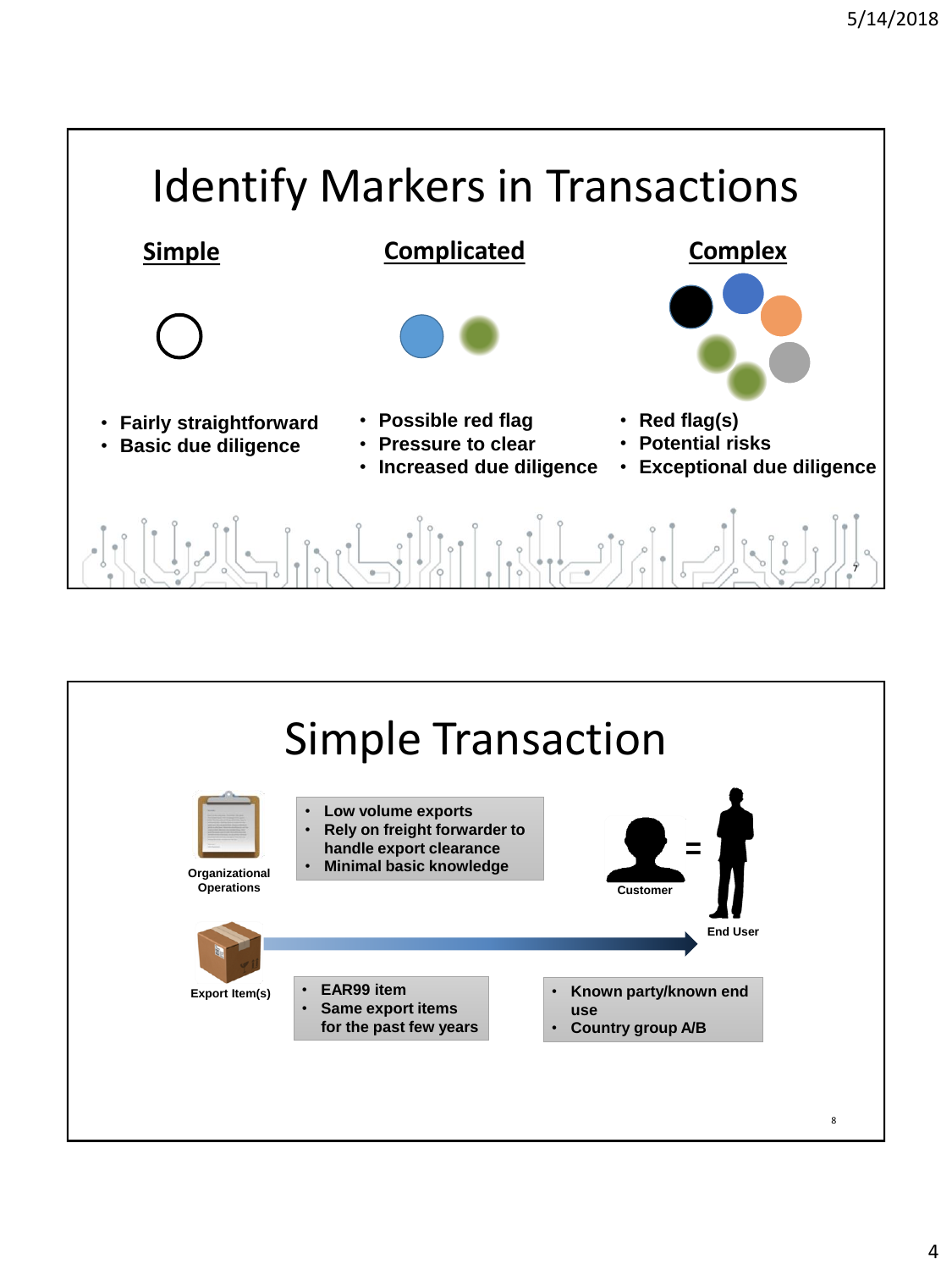# Identify Markers in Transactions

| Simple | Complicated | Complex |
| --- | --- | --- |
| • Fairly straightforward<br>• Basic due diligence | • Possible red flag<br>• Pressure to clear<br>• Increased due diligence | • Red flag(s)<br>• Potential risks<br>• Exceptional due diligence |

# Simple Transaction

**Organizational Operations**

- Low volume exports
- Rely on freight forwarder to handle export clearance
- Minimal basic knowledge

**Customer** = **End User**

**Export Item(s)**

- EAR99 item
- Same export items for the past few years

- Known party/known end use
- Country group A/B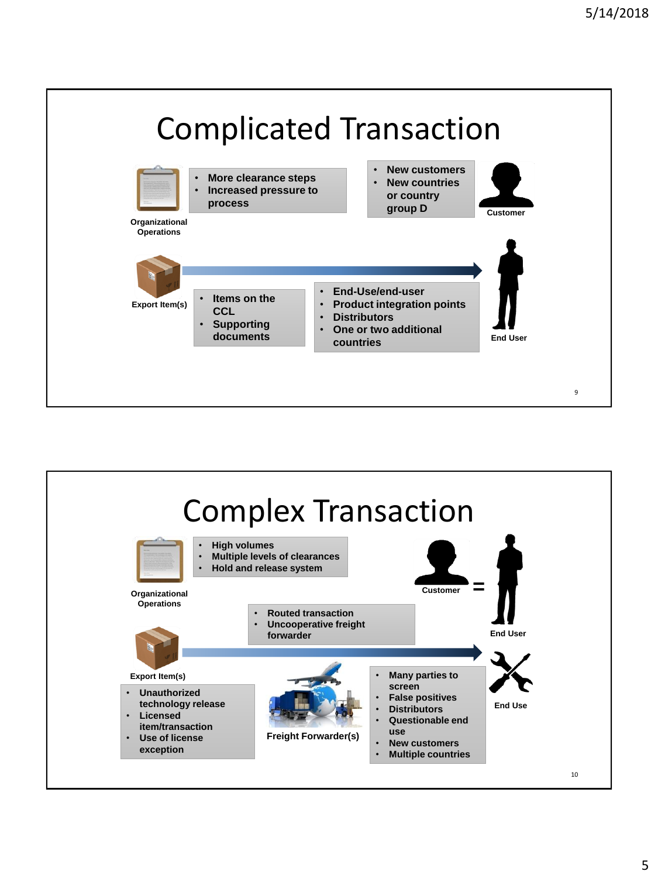## Complicated Transaction

**Organizational Operations**

- More clearance steps
- Increased pressure to process

- New customers
- New countries or country group D

**Customer**

**Export Item(s)**

- Items on the CCL
- Supporting documents

- End-Use/end-user
- Product integration points
- Distributors
- One or two additional countries

**End User**

## Complex Transaction

**Organizational Operations**

- High volumes
- Multiple levels of clearances
- Hold and release system

**Customer** = **End User**

- Routed transaction
- Uncooperative freight forwarder

**Export Item(s)**

- Unauthorized technology release
- Licensed item/transaction
- Use of license exception

**Freight Forwarder(s)**

- Many parties to screen
- False positives
- Distributors
- Questionable end use
- New customers
- Multiple countries

**End Use**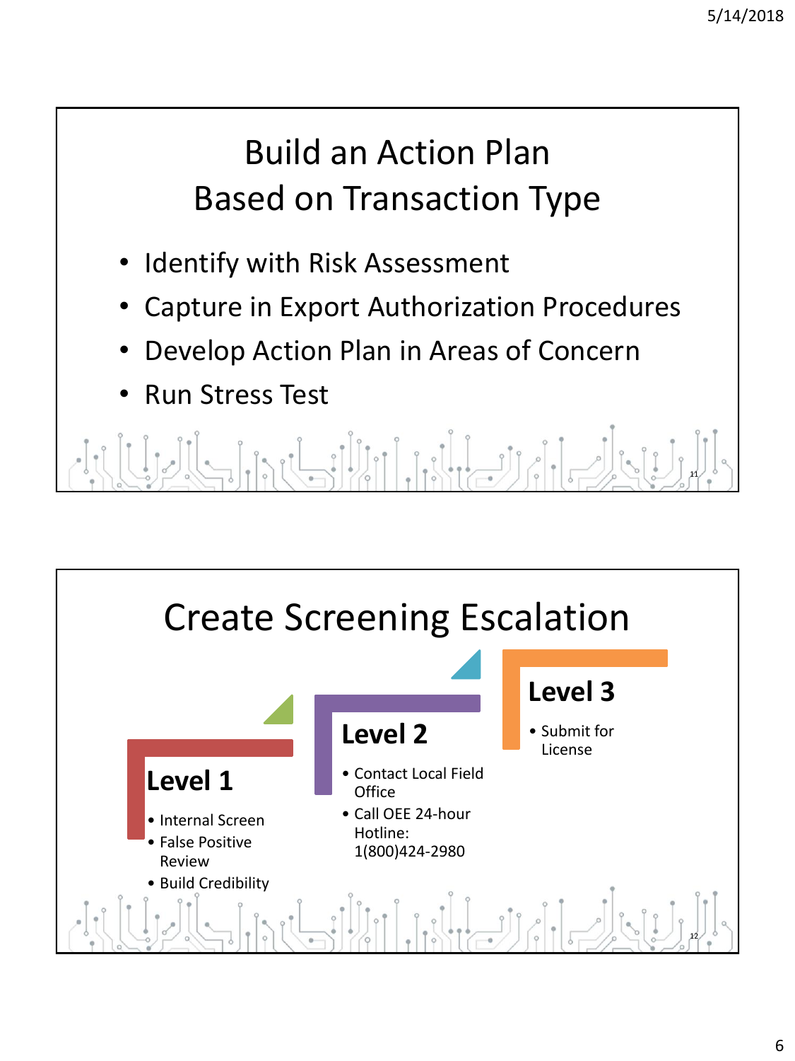## Build an Action Plan Based on Transaction Type

- Identify with Risk Assessment
- Capture in Export Authorization Procedures
- Develop Action Plan in Areas of Concern
- Run Stress Test

## Create Screening Escalation

### Level 1

- Internal Screen
- False Positive Review
- Build Credibility

### Level 2

- Contact Local Field Office
- Call OEE 24-hour Hotline: 1(800)424-2980

### Level 3

- Submit for License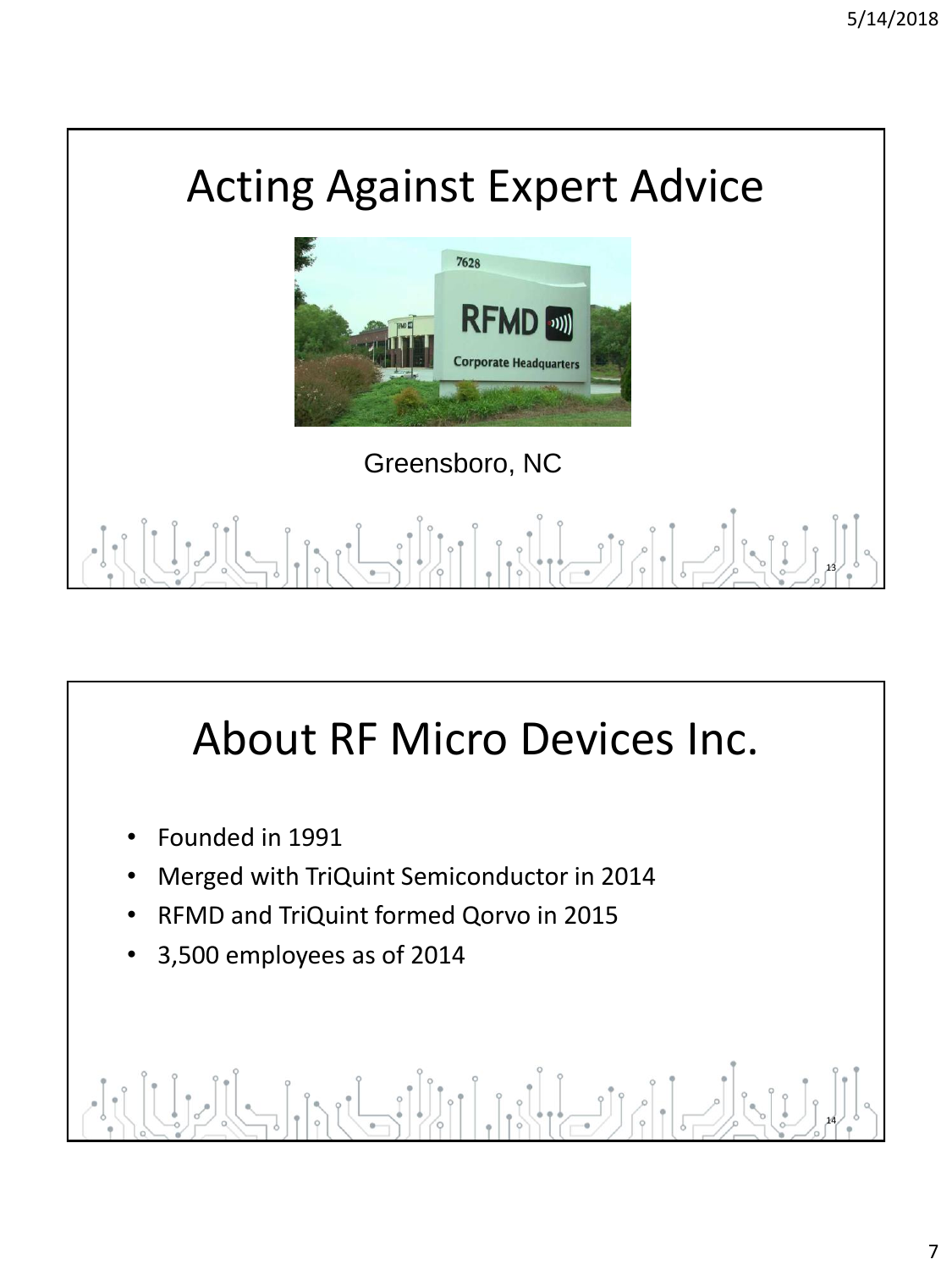# Acting Against Expert Advice

Greensboro, NC

# About RF Micro Devices Inc.

- Founded in 1991
- Merged with TriQuint Semiconductor in 2014
- RFMD and TriQuint formed Qorvo in 2015
- 3,500 employees as of 2014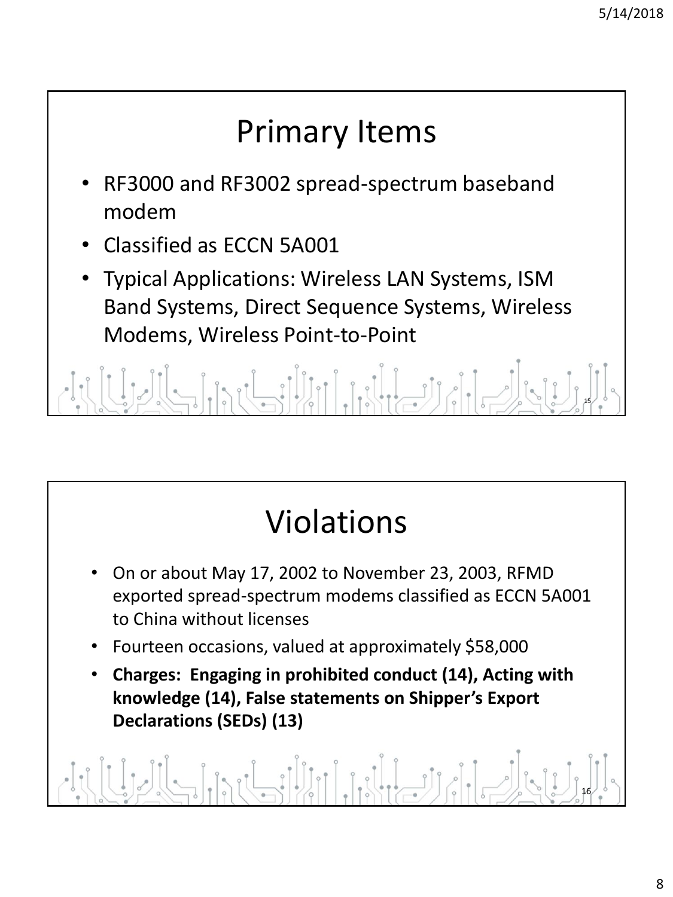# Primary Items

- RF3000 and RF3002 spread-spectrum baseband modem
- Classified as ECCN 5A001
- Typical Applications: Wireless LAN Systems, ISM Band Systems, Direct Sequence Systems, Wireless Modems, Wireless Point-to-Point

# Violations

- On or about May 17, 2002 to November 23, 2003, RFMD exported spread-spectrum modems classified as ECCN 5A001 to China without licenses
- Fourteen occasions, valued at approximately $58,000
- **Charges: Engaging in prohibited conduct (14), Acting with knowledge (14), False statements on Shipper's Export Declarations (SEDs) (13)**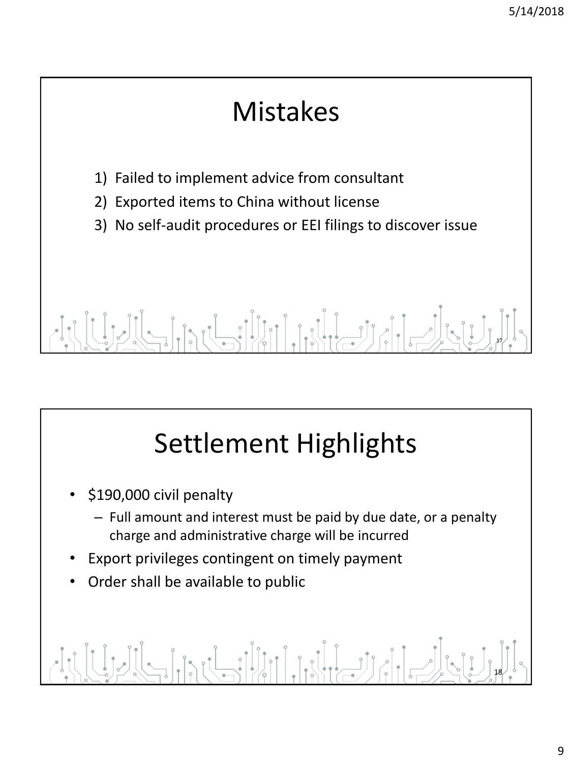# Mistakes

1) Failed to implement advice from consultant
2) Exported items to China without license
3) No self-audit procedures or EEI filings to discover issue

# Settlement Highlights

- $190,000 civil penalty
  - Full amount and interest must be paid by due date, or a penalty charge and administrative charge will be incurred
- Export privileges contingent on timely payment
- Order shall be available to public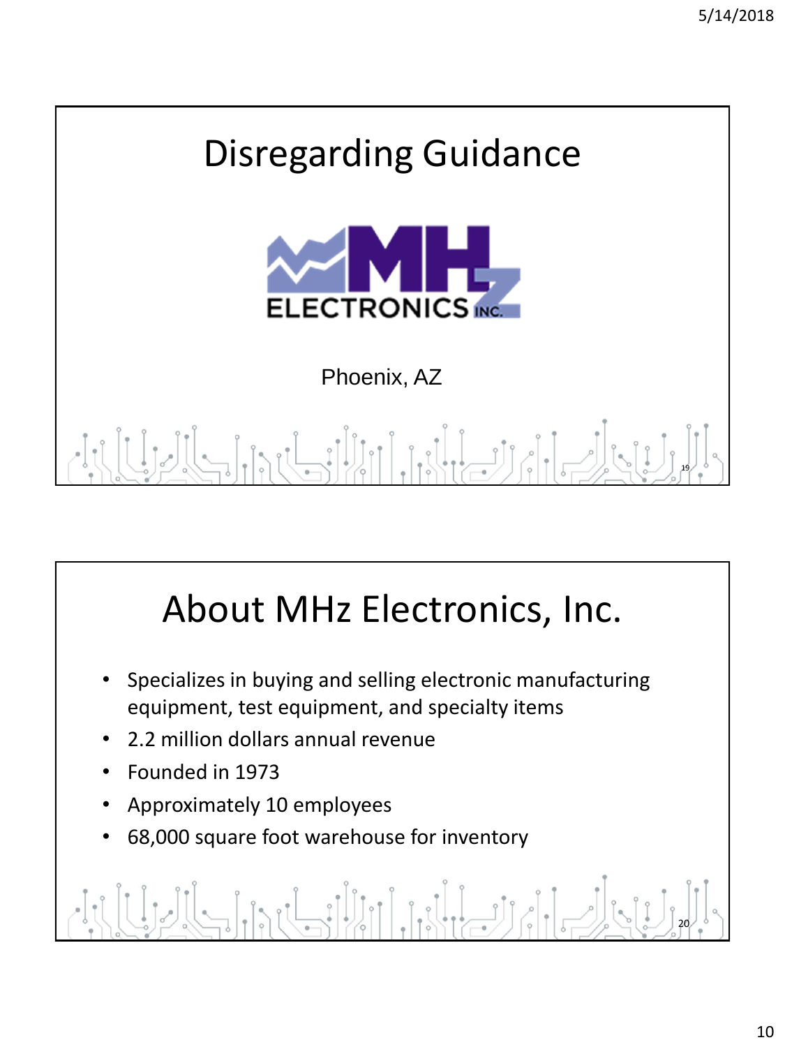# Disregarding Guidance

MHz ELECTRONICS INC.

Phoenix, AZ

# About MHz Electronics, Inc.

- Specializes in buying and selling electronic manufacturing equipment, test equipment, and specialty items
- 2.2 million dollars annual revenue
- Founded in 1973
- Approximately 10 employees
- 68,000 square foot warehouse for inventory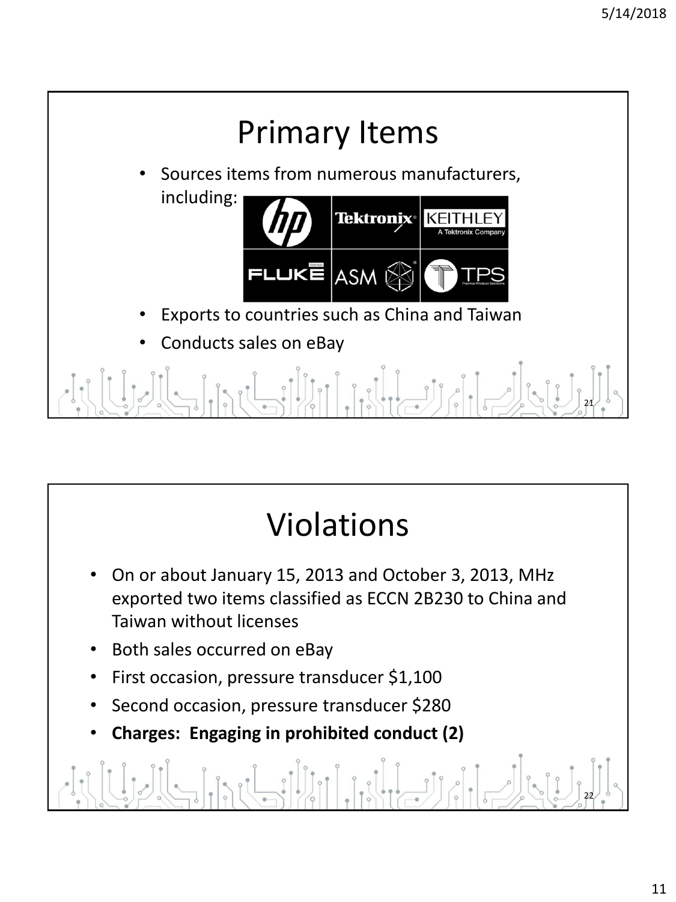# Primary Items

- Sources items from numerous manufacturers, including:
- Exports to countries such as China and Taiwan
- Conducts sales on eBay

# Violations

- On or about January 15, 2013 and October 3, 2013, MHz exported two items classified as ECCN 2B230 to China and Taiwan without licenses
- Both sales occurred on eBay
- First occasion, pressure transducer $1,100
- Second occasion, pressure transducer $280
- **Charges: Engaging in prohibited conduct (2)**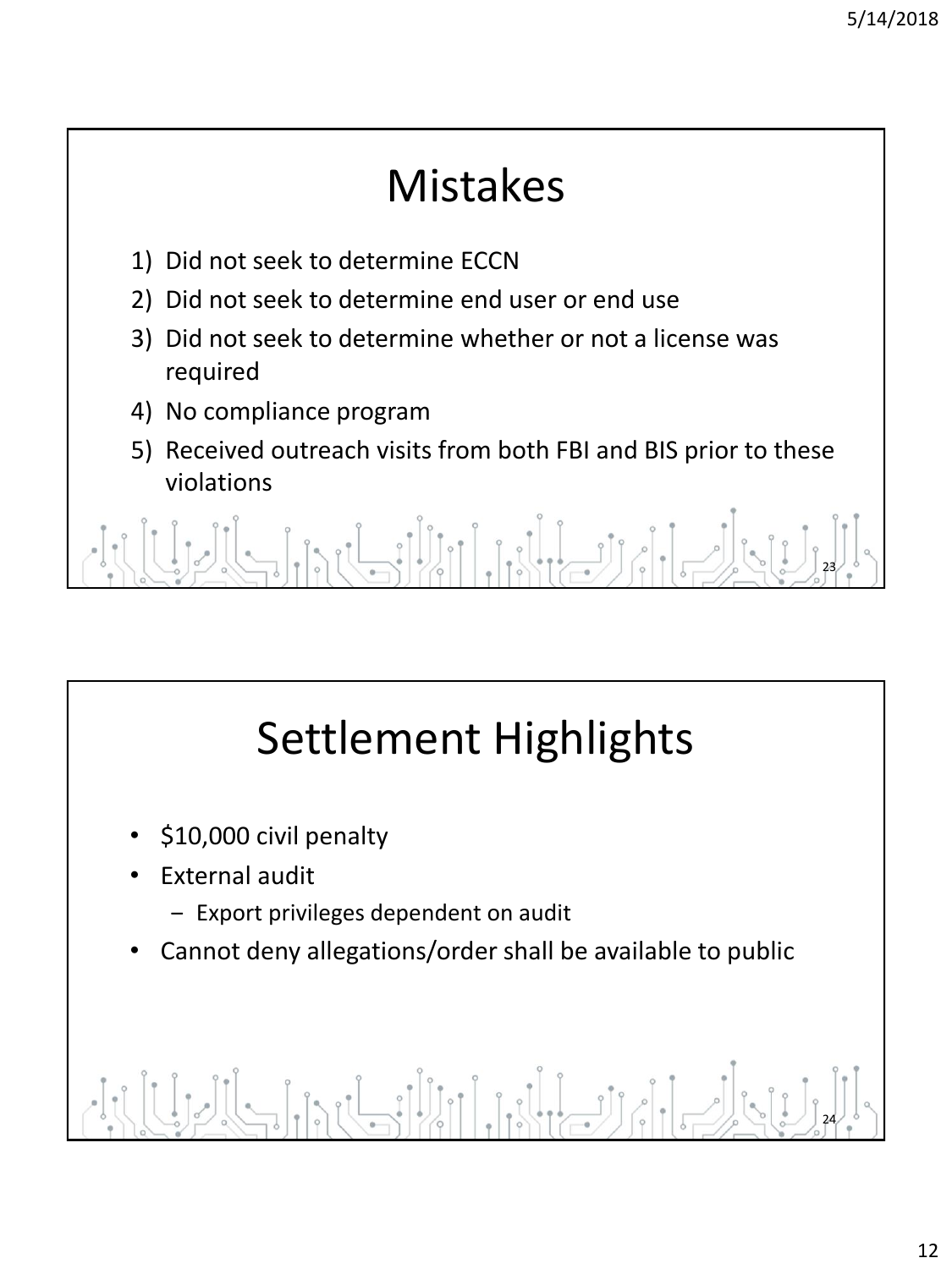# Mistakes

1) Did not seek to determine ECCN
2) Did not seek to determine end user or end use
3) Did not seek to determine whether or not a license was required
4) No compliance program
5) Received outreach visits from both FBI and BIS prior to these violations

# Settlement Highlights

- $10,000 civil penalty
- External audit
  - Export privileges dependent on audit
- Cannot deny allegations/order shall be available to public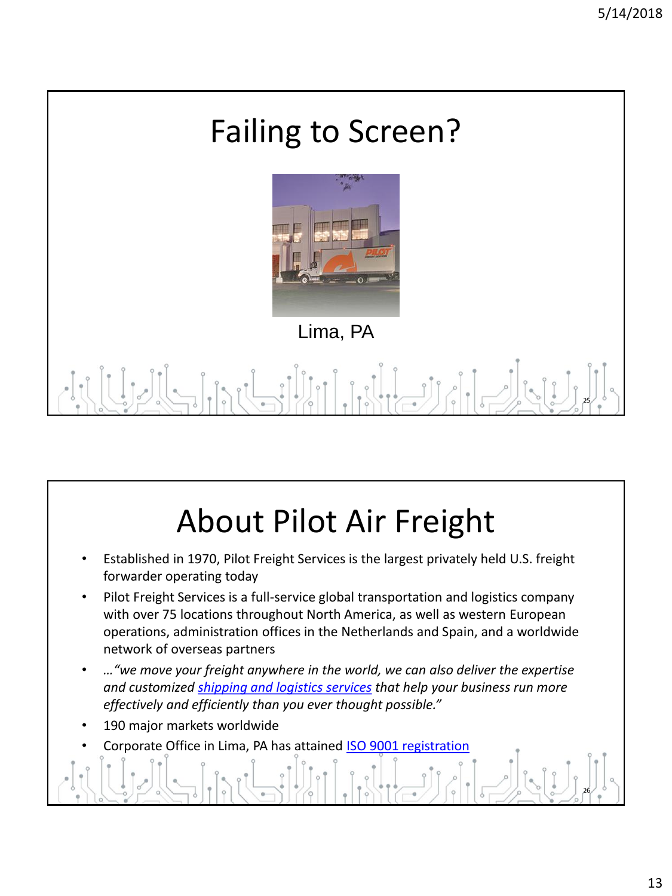# Failing to Screen?

Lima, PA

# About Pilot Air Freight

- Established in 1970, Pilot Freight Services is the largest privately held U.S. freight forwarder operating today
- Pilot Freight Services is a full-service global transportation and logistics company with over 75 locations throughout North America, as well as western European operations, administration offices in the Netherlands and Spain, and a worldwide network of overseas partners
- …*"we move your freight anywhere in the world, we can also deliver the expertise and customized shipping and logistics services that help your business run more effectively and efficiently than you ever thought possible."*
- 190 major markets worldwide
- Corporate Office in Lima, PA has attained ISO 9001 registration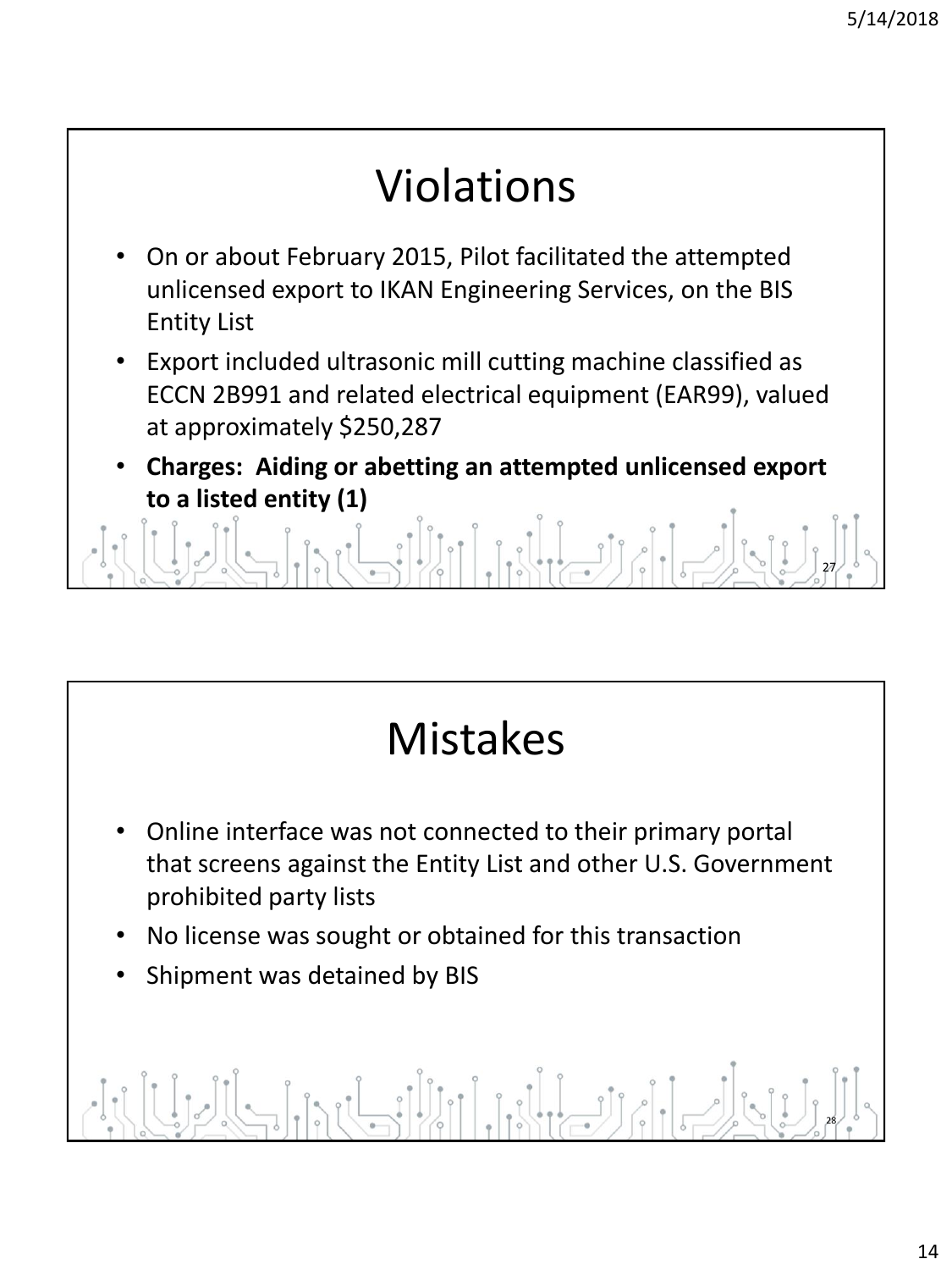# Violations

- On or about February 2015, Pilot facilitated the attempted unlicensed export to IKAN Engineering Services, on the BIS Entity List
- Export included ultrasonic mill cutting machine classified as ECCN 2B991 and related electrical equipment (EAR99), valued at approximately $250,287
- **Charges: Aiding or abetting an attempted unlicensed export to a listed entity (1)**

# Mistakes

- Online interface was not connected to their primary portal that screens against the Entity List and other U.S. Government prohibited party lists
- No license was sought or obtained for this transaction
- Shipment was detained by BIS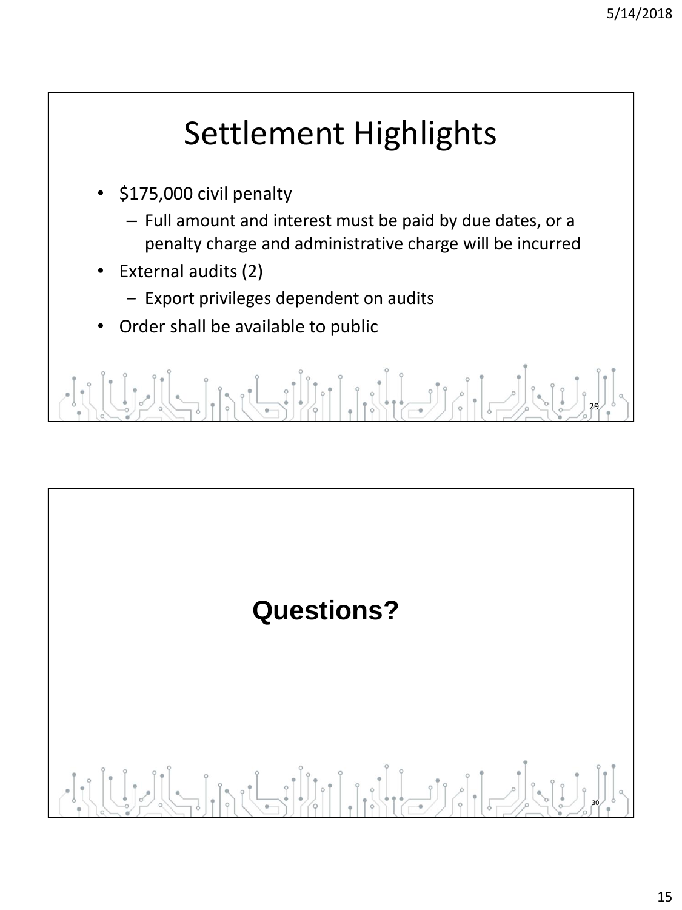# Settlement Highlights

- $175,000 civil penalty
  - Full amount and interest must be paid by due dates, or a penalty charge and administrative charge will be incurred
- External audits (2)
  - Export privileges dependent on audits
- Order shall be available to public

**Questions?**